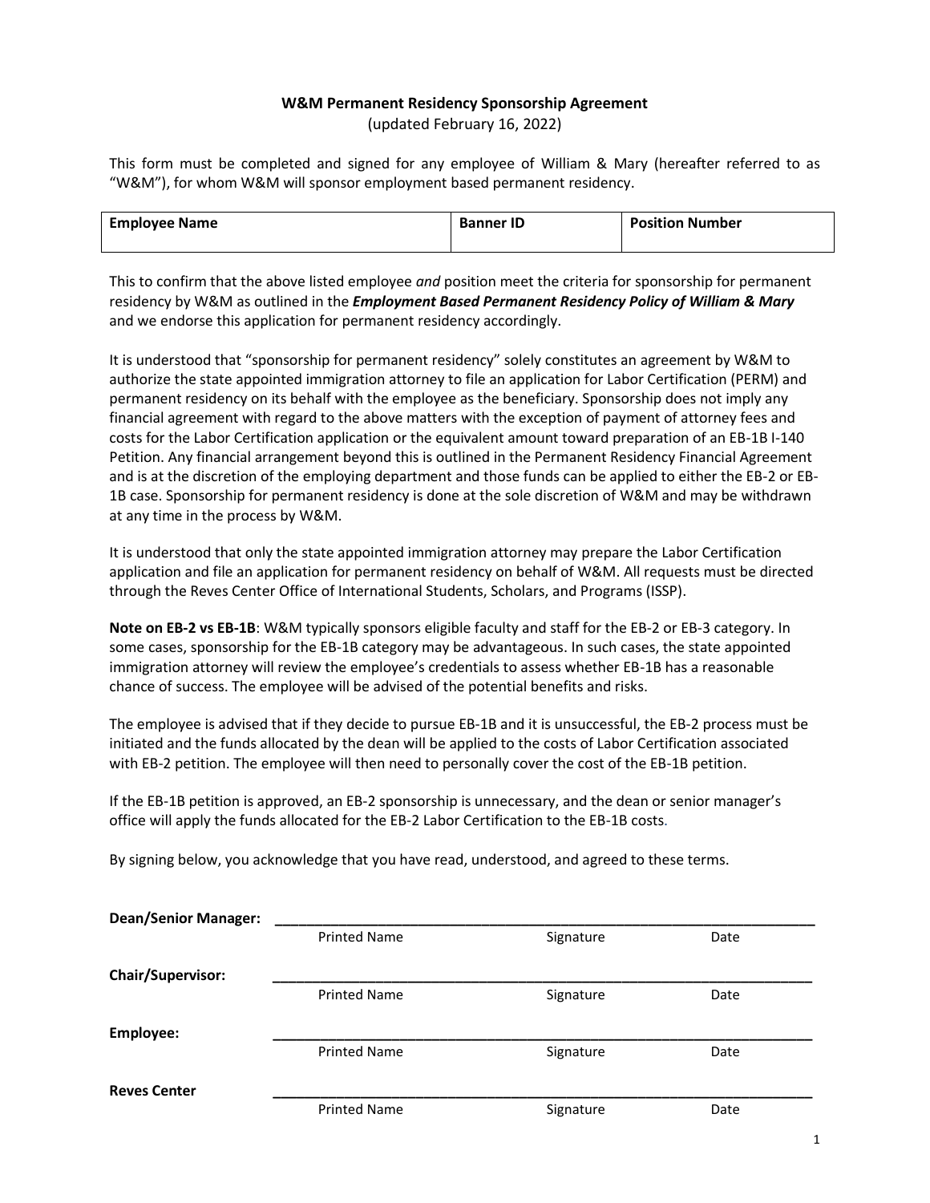# W&M Permanent Residency Sponsorship Agreement

(updated February 16, 2022)

This form must be completed and signed for any employee of William & Mary (hereafter referred to as "W&M"), for whom W&M will sponsor employment based permanent residency.

| Employee Name | Banner ID | Position Number |
|---|---|---|
| | | |

This to confirm that the above listed employee *and* position meet the criteria for sponsorship for permanent residency by W&M as outlined in the ***Employment Based Permanent Residency Policy of William & Mary*** and we endorse this application for permanent residency accordingly.

It is understood that "sponsorship for permanent residency" solely constitutes an agreement by W&M to authorize the state appointed immigration attorney to file an application for Labor Certification (PERM) and permanent residency on its behalf with the employee as the beneficiary. Sponsorship does not imply any financial agreement with regard to the above matters with the exception of payment of attorney fees and costs for the Labor Certification application or the equivalent amount toward preparation of an EB-1B I-140 Petition. Any financial arrangement beyond this is outlined in the Permanent Residency Financial Agreement and is at the discretion of the employing department and those funds can be applied to either the EB-2 or EB-1B case. Sponsorship for permanent residency is done at the sole discretion of W&M and may be withdrawn at any time in the process by W&M.

It is understood that only the state appointed immigration attorney may prepare the Labor Certification application and file an application for permanent residency on behalf of W&M. All requests must be directed through the Reves Center Office of International Students, Scholars, and Programs (ISSP).

**Note on EB-2 vs EB-1B**: W&M typically sponsors eligible faculty and staff for the EB-2 or EB-3 category. In some cases, sponsorship for the EB-1B category may be advantageous. In such cases, the state appointed immigration attorney will review the employee's credentials to assess whether EB-1B has a reasonable chance of success. The employee will be advised of the potential benefits and risks.

The employee is advised that if they decide to pursue EB-1B and it is unsuccessful, the EB-2 process must be initiated and the funds allocated by the dean will be applied to the costs of Labor Certification associated with EB-2 petition. The employee will then need to personally cover the cost of the EB-1B petition.

If the EB-1B petition is approved, an EB-2 sponsorship is unnecessary, and the dean or senior manager's office will apply the funds allocated for the EB-2 Labor Certification to the EB-1B costs.

By signing below, you acknowledge that you have read, understood, and agreed to these terms.

**Dean/Senior Manager:** ______________________________________________
Printed Name Signature Date

**Chair/Supervisor:** ______________________________________________
Printed Name Signature Date

**Employee:** ______________________________________________
Printed Name Signature Date

**Reves Center** ______________________________________________
Printed Name Signature Date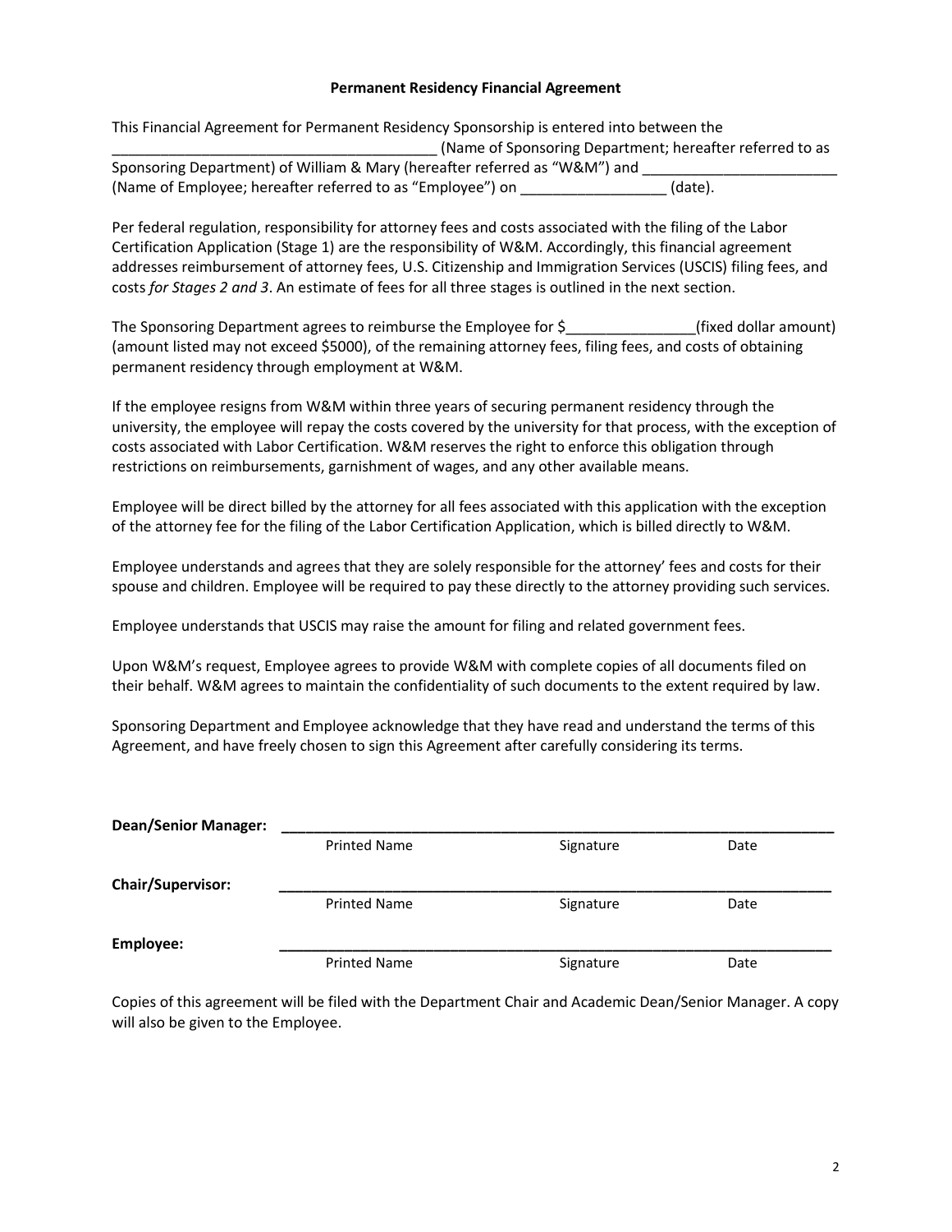**Permanent Residency Financial Agreement**

This Financial Agreement for Permanent Residency Sponsorship is entered into between the _______________________________________ (Name of Sponsoring Department; hereafter referred to as Sponsoring Department) of William & Mary (hereafter referred as "W&M") and ________________________ (Name of Employee; hereafter referred to as "Employee") on __________________ (date).

Per federal regulation, responsibility for attorney fees and costs associated with the filing of the Labor Certification Application (Stage 1) are the responsibility of W&M. Accordingly, this financial agreement addresses reimbursement of attorney fees, U.S. Citizenship and Immigration Services (USCIS) filing fees, and costs *for Stages 2 and 3*. An estimate of fees for all three stages is outlined in the next section.

The Sponsoring Department agrees to reimburse the Employee for $________________(fixed dollar amount) (amount listed may not exceed $5000), of the remaining attorney fees, filing fees, and costs of obtaining permanent residency through employment at W&M.

If the employee resigns from W&M within three years of securing permanent residency through the university, the employee will repay the costs covered by the university for that process, with the exception of costs associated with Labor Certification. W&M reserves the right to enforce this obligation through restrictions on reimbursements, garnishment of wages, and any other available means.

Employee will be direct billed by the attorney for all fees associated with this application with the exception of the attorney fee for the filing of the Labor Certification Application, which is billed directly to W&M.

Employee understands and agrees that they are solely responsible for the attorney' fees and costs for their spouse and children. Employee will be required to pay these directly to the attorney providing such services.

Employee understands that USCIS may raise the amount for filing and related government fees.

Upon W&M's request, Employee agrees to provide W&M with complete copies of all documents filed on their behalf. W&M agrees to maintain the confidentiality of such documents to the extent required by law.

Sponsoring Department and Employee acknowledge that they have read and understand the terms of this Agreement, and have freely chosen to sign this Agreement after carefully considering its terms.

**Dean/Senior Manager:** ______________________________________________________________________
Printed Name Signature Date

**Chair/Supervisor:** ______________________________________________________________________
Printed Name Signature Date

**Employee:** ______________________________________________________________________
Printed Name Signature Date

Copies of this agreement will be filed with the Department Chair and Academic Dean/Senior Manager. A copy will also be given to the Employee.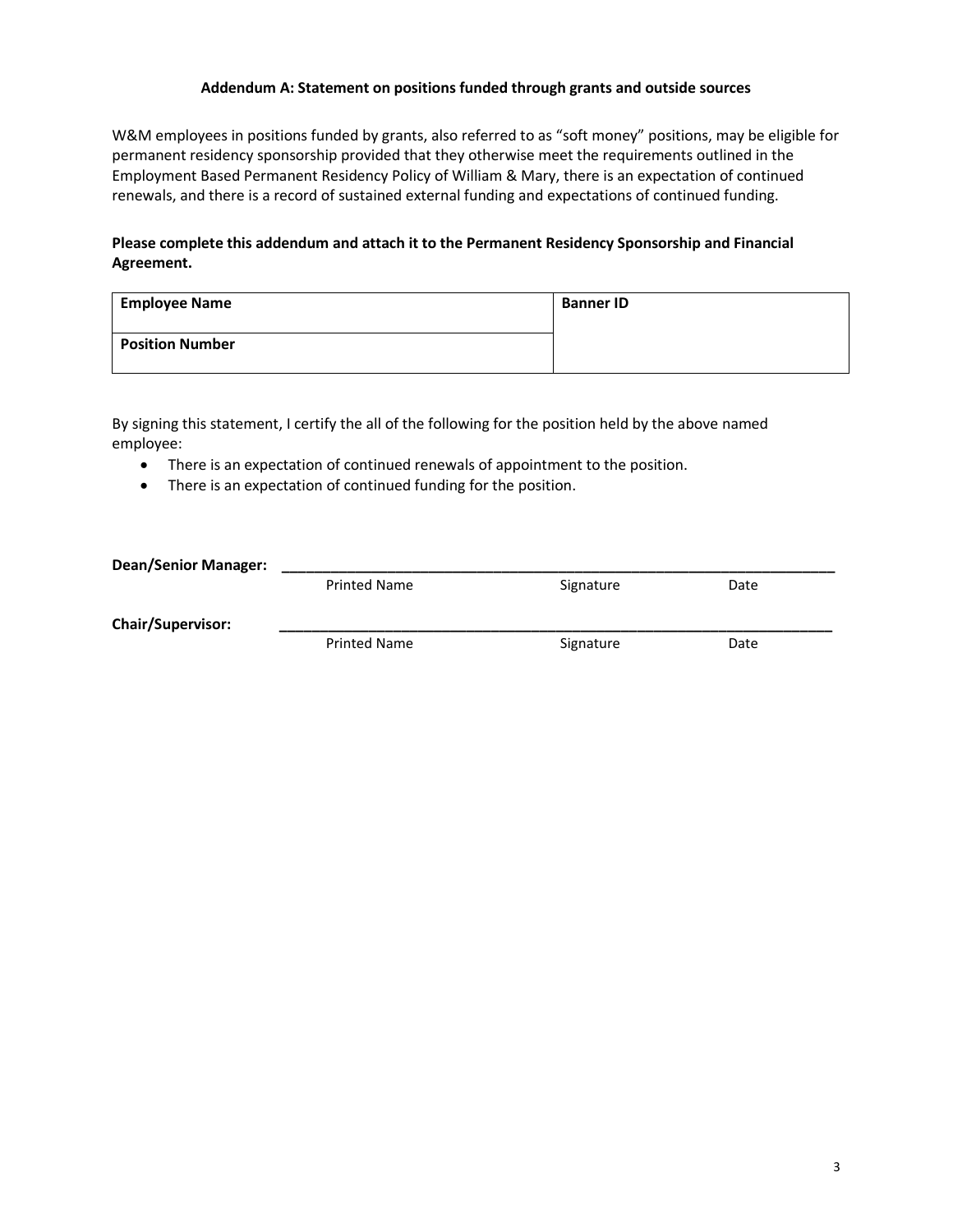**Addendum A: Statement on positions funded through grants and outside sources**

W&M employees in positions funded by grants, also referred to as "soft money" positions, may be eligible for permanent residency sponsorship provided that they otherwise meet the requirements outlined in the Employment Based Permanent Residency Policy of William & Mary, there is an expectation of continued renewals, and there is a record of sustained external funding and expectations of continued funding.

**Please complete this addendum and attach it to the Permanent Residency Sponsorship and Financial Agreement.**

| **Employee Name** | **Banner ID** |
|---|---|
| **Position Number** | |

By signing this statement, I certify the all of the following for the position held by the above named employee:

- There is an expectation of continued renewals of appointment to the position.
- There is an expectation of continued funding for the position.

**Dean/Senior Manager:** ______________________________________________________________________

Printed Name　　　　　　　　　Signature　　　　　　　Date

**Chair/Supervisor:** ______________________________________________________________________

Printed Name　　　　　　　　　Signature　　　　　　　Date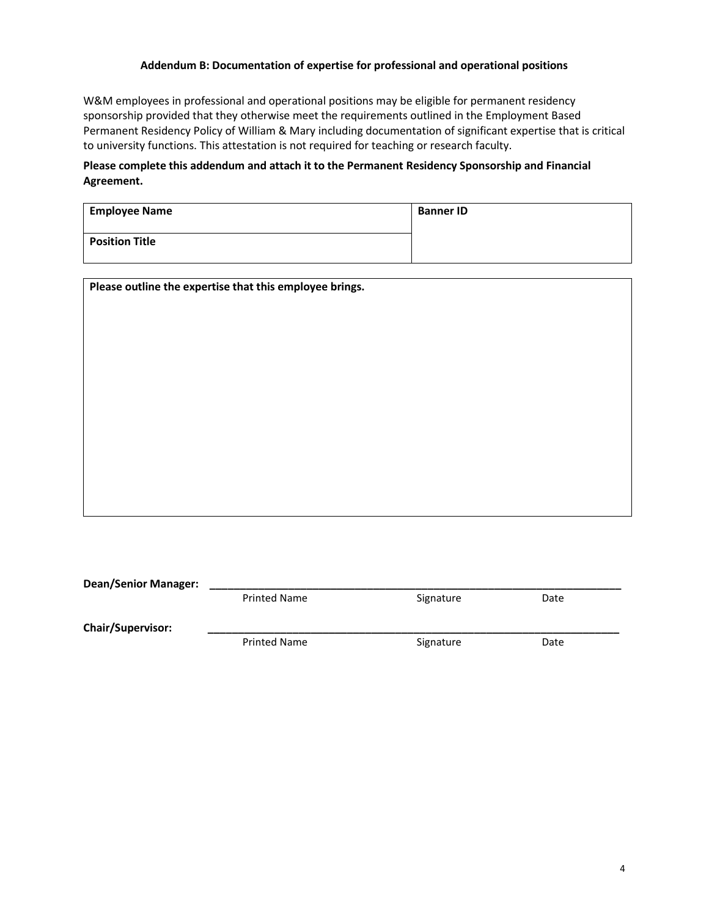## Addendum B: Documentation of expertise for professional and operational positions

W&M employees in professional and operational positions may be eligible for permanent residency sponsorship provided that they otherwise meet the requirements outlined in the Employment Based Permanent Residency Policy of William & Mary including documentation of significant expertise that is critical to university functions. This attestation is not required for teaching or research faculty.

**Please complete this addendum and attach it to the Permanent Residency Sponsorship and Financial Agreement.**

| **Employee Name** | **Banner ID** |
|---|---|
| **Position Title** | |

| **Please outline the expertise that this employee brings.** |
|---|
| |

**Dean/Senior Manager:** ______________________________________________

Printed Name Signature Date

**Chair/Supervisor:** ______________________________________________

Printed Name Signature Date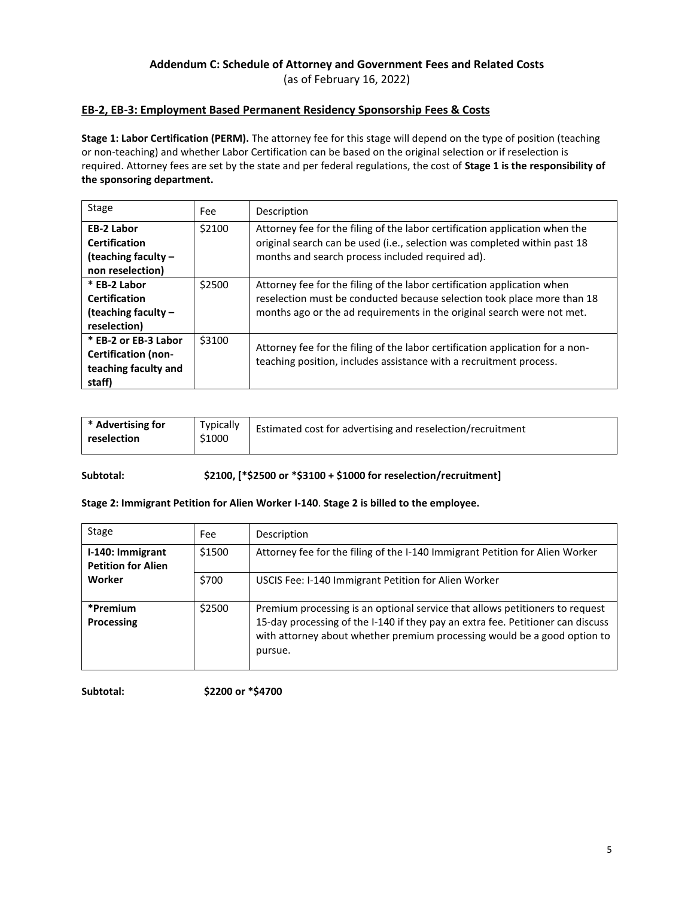## Addendum C: Schedule of Attorney and Government Fees and Related Costs

(as of February 16, 2022)

### EB-2, EB-3: Employment Based Permanent Residency Sponsorship Fees & Costs

**Stage 1: Labor Certification (PERM).** The attorney fee for this stage will depend on the type of position (teaching or non-teaching) and whether Labor Certification can be based on the original selection or if reselection is required. Attorney fees are set by the state and per federal regulations, the cost of **Stage 1 is the responsibility of the sponsoring department.**

| Stage | Fee | Description |
|---|---|---|
| **EB-2 Labor Certification (teaching faculty – non reselection)** | $2100 | Attorney fee for the filing of the labor certification application when the original search can be used (i.e., selection was completed within past 18 months and search process included required ad). |
| **\* EB-2 Labor Certification (teaching faculty – reselection)** | $2500 | Attorney fee for the filing of the labor certification application when reselection must be conducted because selection took place more than 18 months ago or the ad requirements in the original search were not met. |
| **\* EB-2 or EB-3 Labor Certification (non-teaching faculty and staff)** | $3100 | Attorney fee for the filing of the labor certification application for a non-teaching position, includes assistance with a recruitment process. |

| | | |
|---|---|---|
| **\* Advertising for reselection** | Typically $1000 | Estimated cost for advertising and reselection/recruitment |

**Subtotal:** **$2100, [*$2500 or *$3100 + $1000 for reselection/recruitment]**

**Stage 2: Immigrant Petition for Alien Worker I-140**. **Stage 2 is billed to the employee.**

| Stage | Fee | Description |
|---|---|---|
| **I-140: Immigrant Petition for Alien Worker** | $1500 | Attorney fee for the filing of the I-140 Immigrant Petition for Alien Worker |
| | $700 | USCIS Fee: I-140 Immigrant Petition for Alien Worker |
| **\*Premium Processing** | $2500 | Premium processing is an optional service that allows petitioners to request 15-day processing of the I-140 if they pay an extra fee. Petitioner can discuss with attorney about whether premium processing would be a good option to pursue. |

**Subtotal:** **$2200 or *$4700**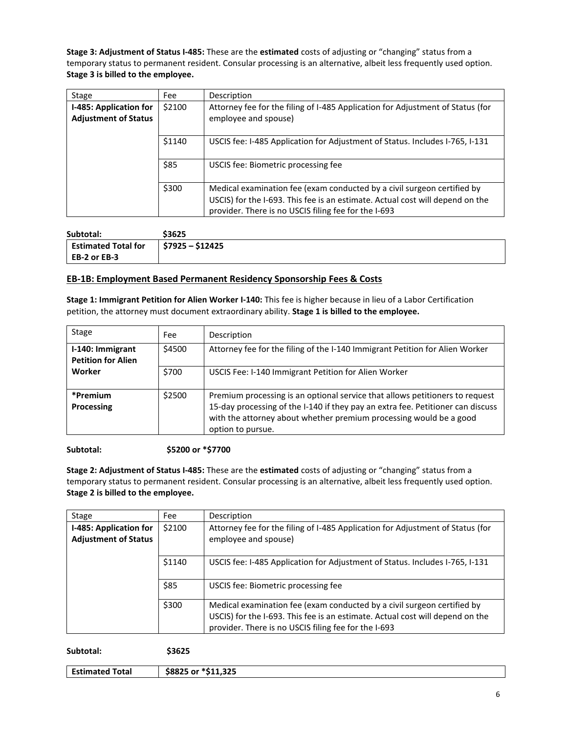**Stage 3: Adjustment of Status I-485:** These are the **estimated** costs of adjusting or "changing" status from a temporary status to permanent resident. Consular processing is an alternative, albeit less frequently used option. **Stage 3 is billed to the employee.**

| Stage | Fee | Description |
|---|---|---|
| **I-485: Application for Adjustment of Status** | $2100 | Attorney fee for the filing of I-485 Application for Adjustment of Status (for employee and spouse) |
| | $1140 | USCIS fee: I-485 Application for Adjustment of Status. Includes I-765, I-131 |
| | $85 | USCIS fee: Biometric processing fee |
| | $300 | Medical examination fee (exam conducted by a civil surgeon certified by USCIS) for the I-693. This fee is an estimate. Actual cost will depend on the provider. There is no USCIS filing fee for the I-693 |

| | |
|---|---|
| **Subtotal:** | **$3625** |
| **Estimated Total for EB-2 or EB-3** | **$7925 – $12425** |

## EB-1B: Employment Based Permanent Residency Sponsorship Fees & Costs

**Stage 1: Immigrant Petition for Alien Worker I-140:** This fee is higher because in lieu of a Labor Certification petition, the attorney must document extraordinary ability. **Stage 1 is billed to the employee.**

| Stage | Fee | Description |
|---|---|---|
| **I-140: Immigrant Petition for Alien Worker** | $4500 | Attorney fee for the filing of the I-140 Immigrant Petition for Alien Worker |
| | $700 | USCIS Fee: I-140 Immigrant Petition for Alien Worker |
| ***Premium Processing** | $2500 | Premium processing is an optional service that allows petitioners to request 15-day processing of the I-140 if they pay an extra fee. Petitioner can discuss with the attorney about whether premium processing would be a good option to pursue. |

**Subtotal:** **$5200 or *$7700**

**Stage 2: Adjustment of Status I-485:** These are the **estimated** costs of adjusting or "changing" status from a temporary status to permanent resident. Consular processing is an alternative, albeit less frequently used option. **Stage 2 is billed to the employee.**

| Stage | Fee | Description |
|---|---|---|
| **I-485: Application for Adjustment of Status** | $2100 | Attorney fee for the filing of I-485 Application for Adjustment of Status (for employee and spouse) |
| | $1140 | USCIS fee: I-485 Application for Adjustment of Status. Includes I-765, I-131 |
| | $85 | USCIS fee: Biometric processing fee |
| | $300 | Medical examination fee (exam conducted by a civil surgeon certified by USCIS) for the I-693. This fee is an estimate. Actual cost will depend on the provider. There is no USCIS filing fee for the I-693 |

**Subtotal:** **$3625**

| | |
|---|---|
| **Estimated Total** | **$8825 or *$11,325** |